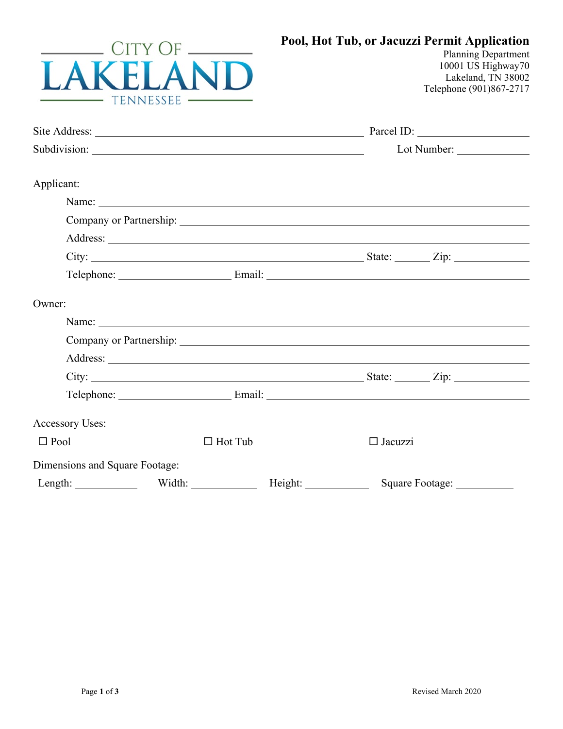CITY OF
LAKELAND
TENNESSEE

# Pool, Hot Tub, or Jacuzzi Permit Application

Planning Department
10001 US Highway70
Lakeland, TN 38002
Telephone (901)867-2717

Site Address: ______________________________ Parcel ID: ______________

Subdivision: ______________________________ Lot Number: ______________

Applicant:

Name: ______________________________

Company or Partnership: ______________________________

Address: ______________________________

City: ______________________________ State: ______ Zip: ______________

Telephone: ______________ Email: ______________________________

Owner:

Name: ______________________________

Company or Partnership: ______________________________

Address: ______________________________

City: ______________________________ State: ______ Zip: ______________

Telephone: ______________ Email: ______________________________

Accessory Uses:

☐ Pool ☐ Hot Tub ☐ Jacuzzi

Dimensions and Square Footage:

Length: __________ Width: __________ Height: __________ Square Footage: __________

Revised March 2020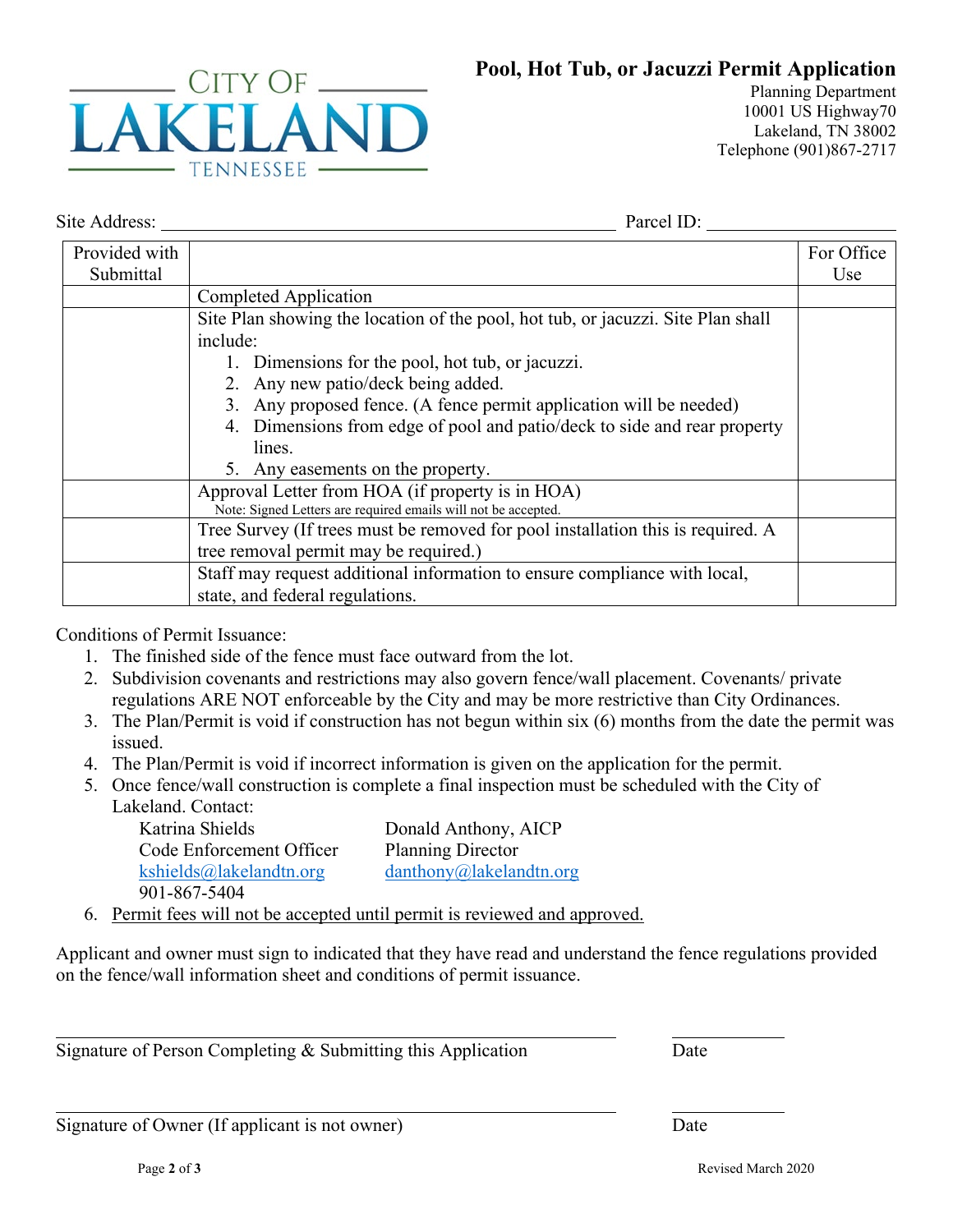CITY OF LAKELAND TENNESSEE

# Pool, Hot Tub, or Jacuzzi Permit Application

Planning Department
10001 US Highway70
Lakeland, TN 38002
Telephone (901)867-2717

Site Address: ______________________________ Parcel ID: ______________

| Provided with Submittal | | For Office Use |
|---|---|---|
| | Completed Application | |
| | Site Plan showing the location of the pool, hot tub, or jacuzzi. Site Plan shall include:<br>1. Dimensions for the pool, hot tub, or jacuzzi.<br>2. Any new patio/deck being added.<br>3. Any proposed fence. (A fence permit application will be needed)<br>4. Dimensions from edge of pool and patio/deck to side and rear property lines.<br>5. Any easements on the property. | |
| | Approval Letter from HOA (if property is in HOA)<br>Note: Signed Letters are required emails will not be accepted. | |
| | Tree Survey (If trees must be removed for pool installation this is required. A tree removal permit may be required.) | |
| | Staff may request additional information to ensure compliance with local, state, and federal regulations. | |

Conditions of Permit Issuance:

1. The finished side of the fence must face outward from the lot.
2. Subdivision covenants and restrictions may also govern fence/wall placement. Covenants/ private regulations ARE NOT enforceable by the City and may be more restrictive than City Ordinances.
3. The Plan/Permit is void if construction has not begun within six (6) months from the date the permit was issued.
4. The Plan/Permit is void if incorrect information is given on the application for the permit.
5. Once fence/wall construction is complete a final inspection must be scheduled with the City of Lakeland. Contact:

   Katrina Shields
   Code Enforcement Officer
   kshields@lakelandtn.org
   901-867-5404

   Donald Anthony, AICP
   Planning Director
   danthony@lakelandtn.org

6. Permit fees will not be accepted until permit is reviewed and approved.

Applicant and owner must sign to indicated that they have read and understand the fence regulations provided on the fence/wall information sheet and conditions of permit issuance.

______________________________ ____________
Signature of Person Completing & Submitting this Application Date

______________________________ ____________
Signature of Owner (If applicant is not owner) Date

Revised March 2020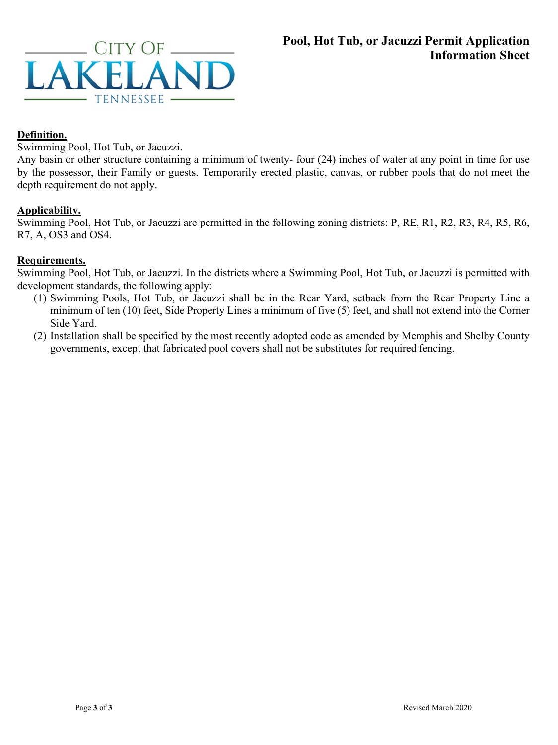CITY OF LAKELAND TENNESSEE

# Pool, Hot Tub, or Jacuzzi Permit Application Information Sheet

**Definition.**

Swimming Pool, Hot Tub, or Jacuzzi.

Any basin or other structure containing a minimum of twenty- four (24) inches of water at any point in time for use by the possessor, their Family or guests. Temporarily erected plastic, canvas, or rubber pools that do not meet the depth requirement do not apply.

**Applicability.**

Swimming Pool, Hot Tub, or Jacuzzi are permitted in the following zoning districts: P, RE, R1, R2, R3, R4, R5, R6, R7, A, OS3 and OS4.

**Requirements.**

Swimming Pool, Hot Tub, or Jacuzzi. In the districts where a Swimming Pool, Hot Tub, or Jacuzzi is permitted with development standards, the following apply:

(1) Swimming Pools, Hot Tub, or Jacuzzi shall be in the Rear Yard, setback from the Rear Property Line a minimum of ten (10) feet, Side Property Lines a minimum of five (5) feet, and shall not extend into the Corner Side Yard.

(2) Installation shall be specified by the most recently adopted code as amended by Memphis and Shelby County governments, except that fabricated pool covers shall not be substitutes for required fencing.

Revised March 2020